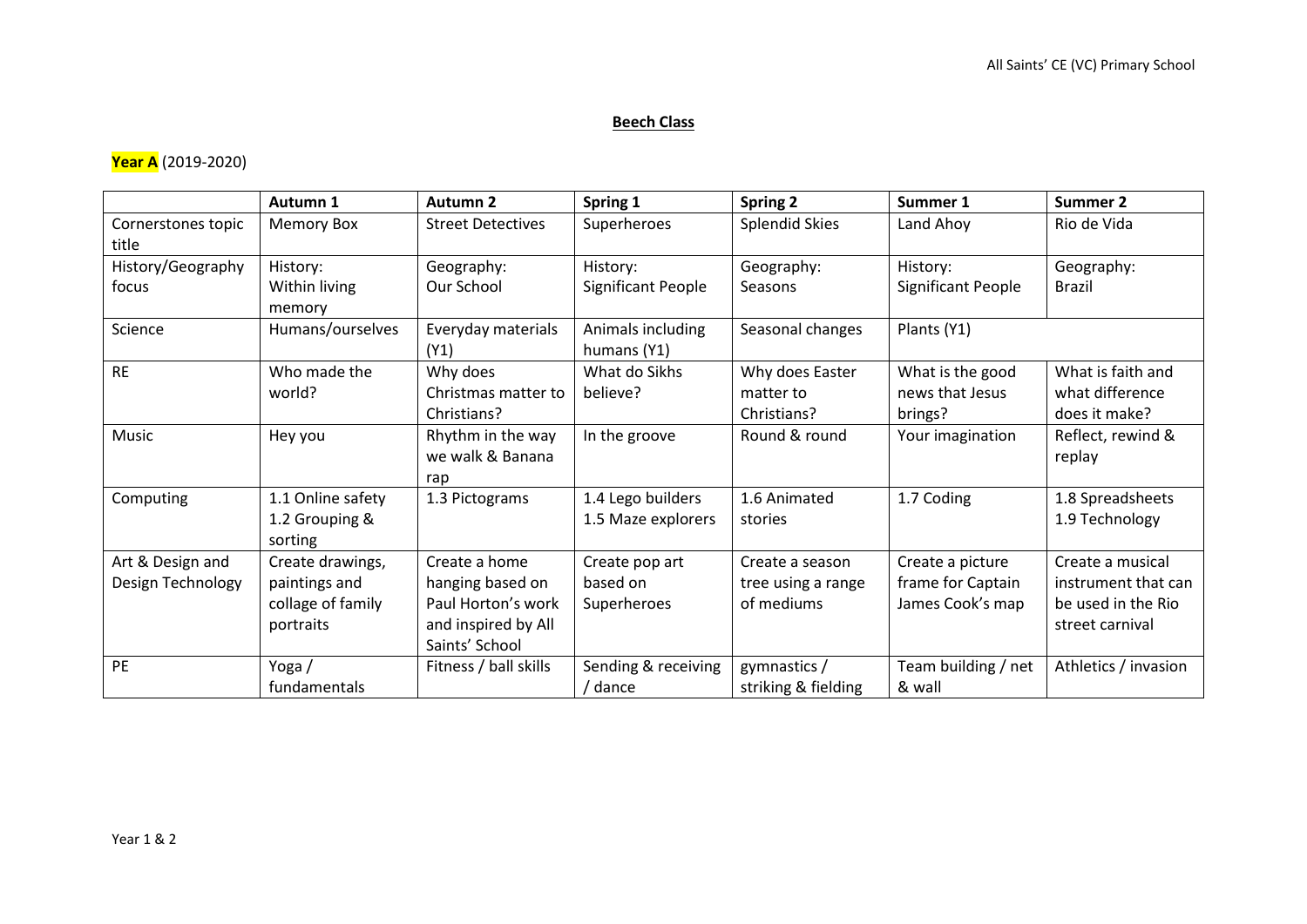## Beech Class

**Year A** (2019-2020)

| | Autumn 1 | Autumn 2 | Spring 1 | Spring 2 | Summer 1 | Summer 2 |
|---|---|---|---|---|---|---|
| Cornerstones topic title | Memory Box | Street Detectives | Superheroes | Splendid Skies | Land Ahoy | Rio de Vida |
| History/Geography focus | History: Within living memory | Geography: Our School | History: Significant People | Geography: Seasons | History: Significant People | Geography: Brazil |
| Science | Humans/ourselves | Everyday materials (Y1) | Animals including humans (Y1) | Seasonal changes | Plants (Y1) | |
| RE | Who made the world? | Why does Christmas matter to Christians? | What do Sikhs believe? | Why does Easter matter to Christians? | What is the good news that Jesus brings? | What is faith and what difference does it make? |
| Music | Hey you | Rhythm in the way we walk & Banana rap | In the groove | Round & round | Your imagination | Reflect, rewind & replay |
| Computing | 1.1 Online safety 1.2 Grouping & sorting | 1.3 Pictograms | 1.4 Lego builders 1.5 Maze explorers | 1.6 Animated stories | 1.7 Coding | 1.8 Spreadsheets 1.9 Technology |
| Art & Design and Design Technology | Create drawings, paintings and collage of family portraits | Create a home hanging based on Paul Horton's work and inspired by All Saints' School | Create pop art based on Superheroes | Create a season tree using a range of mediums | Create a picture frame for Captain James Cook's map | Create a musical instrument that can be used in the Rio street carnival |
| PE | Yoga / fundamentals | Fitness / ball skills | Sending & receiving / dance | gymnastics / striking & fielding | Team building / net & wall | Athletics / invasion |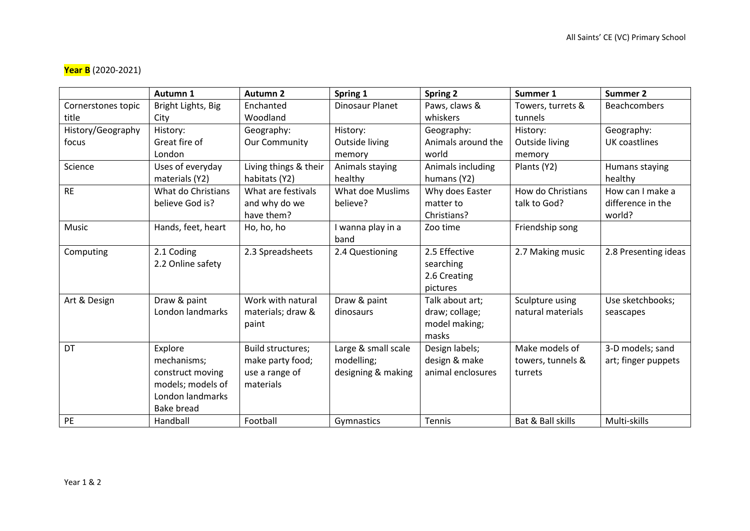**Year B** (2020-2021)

| | Autumn 1 | Autumn 2 | Spring 1 | Spring 2 | Summer 1 | Summer 2 |
|---|---|---|---|---|---|---|
| Cornerstones topic title | Bright Lights, Big City | Enchanted Woodland | Dinosaur Planet | Paws, claws & whiskers | Towers, turrets & tunnels | Beachcombers |
| History/Geography focus | History: Great fire of London | Geography: Our Community | History: Outside living memory | Geography: Animals around the world | History: Outside living memory | Geography: UK coastlines |
| Science | Uses of everyday materials (Y2) | Living things & their habitats (Y2) | Animals staying healthy | Animals including humans (Y2) | Plants (Y2) | Humans staying healthy |
| RE | What do Christians believe God is? | What are festivals and why do we have them? | What doe Muslims believe? | Why does Easter matter to Christians? | How do Christians talk to God? | How can I make a difference in the world? |
| Music | Hands, feet, heart | Ho, ho, ho | I wanna play in a band | Zoo time | Friendship song | |
| Computing | 2.1 Coding<br>2.2 Online safety | 2.3 Spreadsheets | 2.4 Questioning | 2.5 Effective searching<br>2.6 Creating pictures | 2.7 Making music | 2.8 Presenting ideas |
| Art & Design | Draw & paint London landmarks | Work with natural materials; draw & paint | Draw & paint dinosaurs | Talk about art; draw; collage; model making; masks | Sculpture using natural materials | Use sketchbooks; seascapes |
| DT | Explore mechanisms; construct moving models; models of London landmarks<br>Bake bread | Build structures; make party food; use a range of materials | Large & small scale modelling; designing & making | Design labels; design & make animal enclosures | Make models of towers, tunnels & turrets | 3-D models; sand art; finger puppets |
| PE | Handball | Football | Gymnastics | Tennis | Bat & Ball skills | Multi-skills |